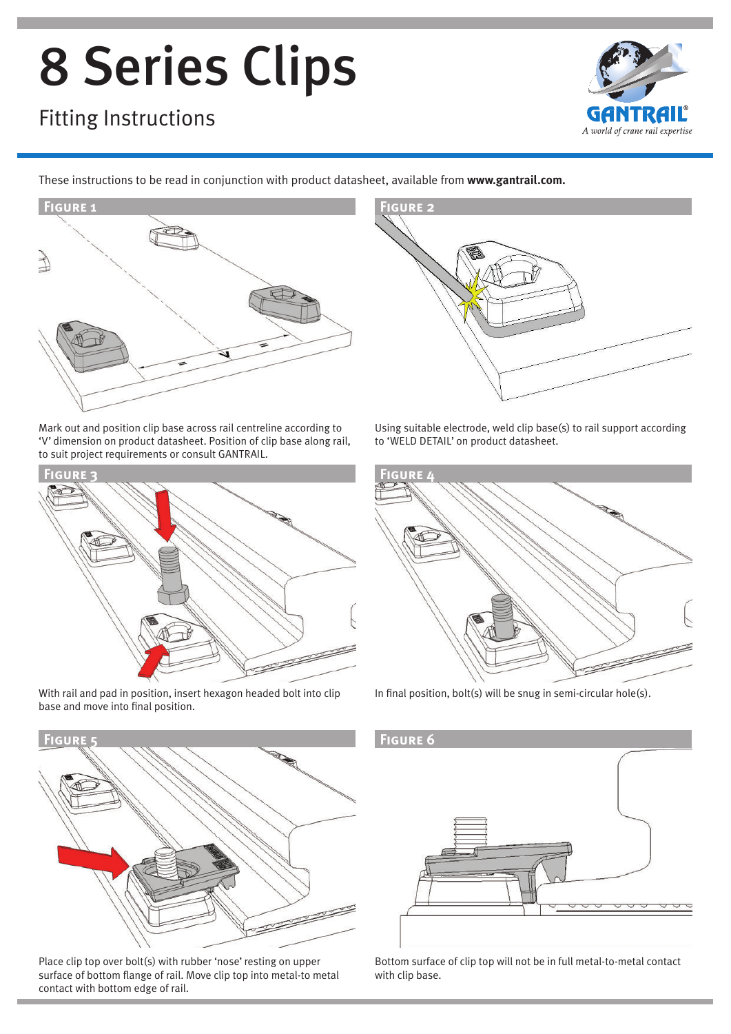# 8 Series Clips

## Fitting Instructions

GANTRAIL®
*A world of crane rail expertise*

These instructions to be read in conjunction with product datasheet, available from **www.gantrail.com.**

### Figure 1

Mark out and position clip base across rail centreline according to 'V' dimension on product datasheet. Position of clip base along rail, to suit project requirements or consult GANTRAIL.

### Figure 2

Using suitable electrode, weld clip base(s) to rail support according to 'WELD DETAIL' on product datasheet.

### Figure 3

With rail and pad in position, insert hexagon headed bolt into clip base and move into final position.

### Figure 4

In final position, bolt(s) will be snug in semi-circular hole(s).

### Figure 5

Place clip top over bolt(s) with rubber 'nose' resting on upper surface of bottom flange of rail. Move clip top into metal-to metal contact with bottom edge of rail.

### Figure 6

Bottom surface of clip top will not be in full metal-to-metal contact with clip base.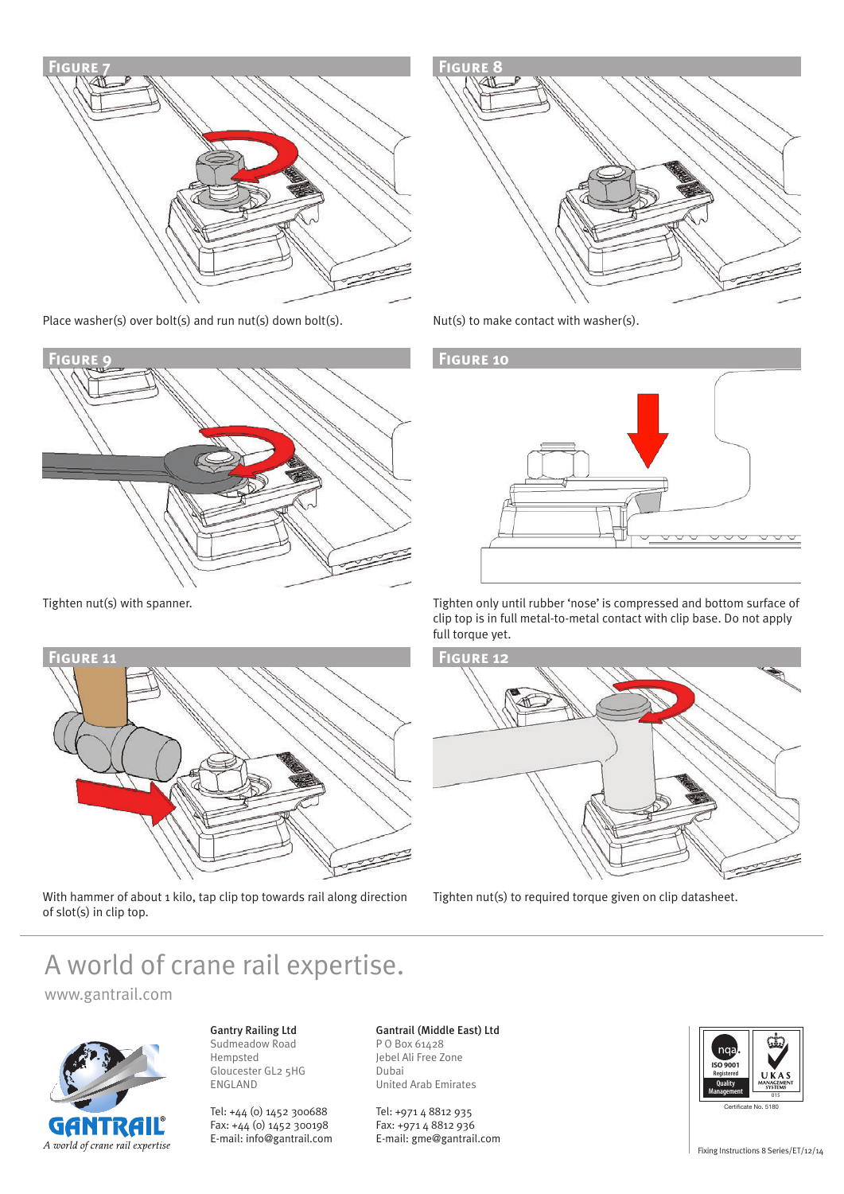## Figure 7

Place washer(s) over bolt(s) and run nut(s) down bolt(s).

## Figure 8

Nut(s) to make contact with washer(s).

## Figure 9

Tighten nut(s) with spanner.

## Figure 10

Tighten only until rubber 'nose' is compressed and bottom surface of clip top is in full metal-to-metal contact with clip base. Do not apply full torque yet.

## Figure 11

With hammer of about 1 kilo, tap clip top towards rail along direction of slot(s) in clip top.

## Figure 12

Tighten nut(s) to required torque given on clip datasheet.

# A world of crane rail expertise.

www.gantrail.com

GANTRAIL®
*A world of crane rail expertise*

**Gantry Railing Ltd**
Sudmeadow Road
Hempsted
Gloucester GL2 5HG
ENGLAND

Tel: +44 (0) 1452 300688
Fax: +44 (0) 1452 300198
E-mail: info@gantrail.com

**Gantrail (Middle East) Ltd**
P O Box 61428
Jebel Ali Free Zone
Dubai
United Arab Emirates

Tel: +971 4 8812 935
Fax: +971 4 8812 936
E-mail: gme@gantrail.com

nqa. ISO 9001 Registered Quality Management
UKAS MANAGEMENT SYSTEMS 015
Certificate No. 5180

Fixing Instructions 8 Series/ET/12/14